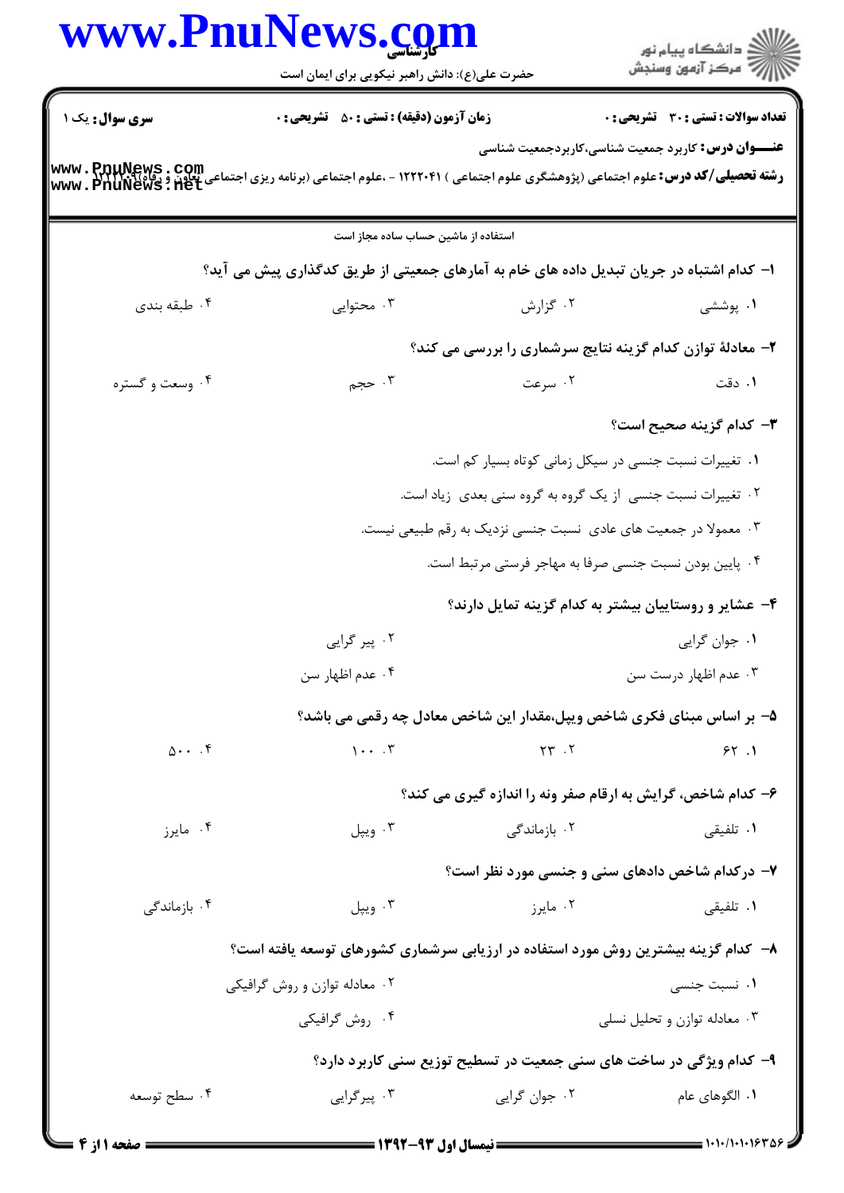کارشناسی

حضرت علی(ع): دانش راهبر نیکویی برای ایمان است

دانشگاه پیام نور
مرکز آزمون وسنجش

**سری سوال:** یک ۱ | **زمان آزمون (دقیقه) : تستی : ۵۰ تشریحی : ۰** | **تعداد سوالات : تستی : ۳۰ تشریحی : ۰**

**عنـــوان درس:** کاربرد جمعیت شناسی،کاربردجمعیت شناسی

**رشته تحصیلی/کد درس:** علوم اجتماعی (پژوهشگری علوم اجتماعی ) ۱۲۲۲۰۴۱ - ،علوم اجتماعی (برنامه ریزی اجتماعی تعاون و رفاه)۱۲۲۲۰۹۱

استفاده از ماشین حساب ساده مجاز است

**۱- کدام اشتباه در جریان تبدیل داده های خام به آمارهای جمعیتی از طریق کدگذاری پیش می آید؟**

۱. پوششی
۲. گزارش
۳. محتوایی
۴. طبقه بندی

**۲- معادلهٔ توازن کدام گزینه نتایج سرشماری را بررسی می کند؟**

۱. دقت
۲. سرعت
۳. حجم
۴. وسعت و گستره

**۳- کدام گزینه صحیح است؟**

۱. تغییرات نسبت جنسی در سیکل زمانی کوتاه بسیار کم است.
۲. تغییرات نسبت جنسی از یک گروه به گروه سنی بعدی زیاد است.
۳. معمولا در جمعیت های عادی نسبت جنسی نزدیک به رقم طبیعی نیست.
۴. پایین بودن نسبت جنسی صرفا به مهاجر فرستی مرتبط است.

**۴- عشایر و روستاییان بیشتر به کدام گزینه تمایل دارند؟**

۱. جوان گرایی
۲. پیر گرایی
۳. عدم اظهار درست سن
۴. عدم اظهار سن

**۵- بر اساس مبنای فکری شاخص ویپل،مقدار این شاخص معادل چه رقمی می باشد؟**

۱. ۶۲
۲. ۲۳
۳. ۱۰۰
۴. ۵۰۰

**۶- کدام شاخص، گرایش به ارقام صفر ونه را اندازه گیری می کند؟**

۱. تلفیقی
۲. بازماندگی
۳. ویپل
۴. مایرز

**۷- درکدام شاخص دادهای سنی و جنسی مورد نظر است؟**

۱. تلفیقی
۲. مایرز
۳. ویپل
۴. بازماندگی

**۸- کدام گزینه بیشترین روش مورد استفاده در ارزیابی سرشماری کشورهای توسعه یافته است؟**

۱. نسبت جنسی
۲. معادله توازن و روش گرافیکی
۳. معادله توازن و تحلیل نسلی
۴. روش گرافیکی

**۹- کدام ویژگی در ساخت های سنی جمعیت در تسطیح توزیع سنی کاربرد دارد؟**

۱. الگوهای عام
۲. جوان گرایی
۳. پیرگرایی
۴. سطح توسعه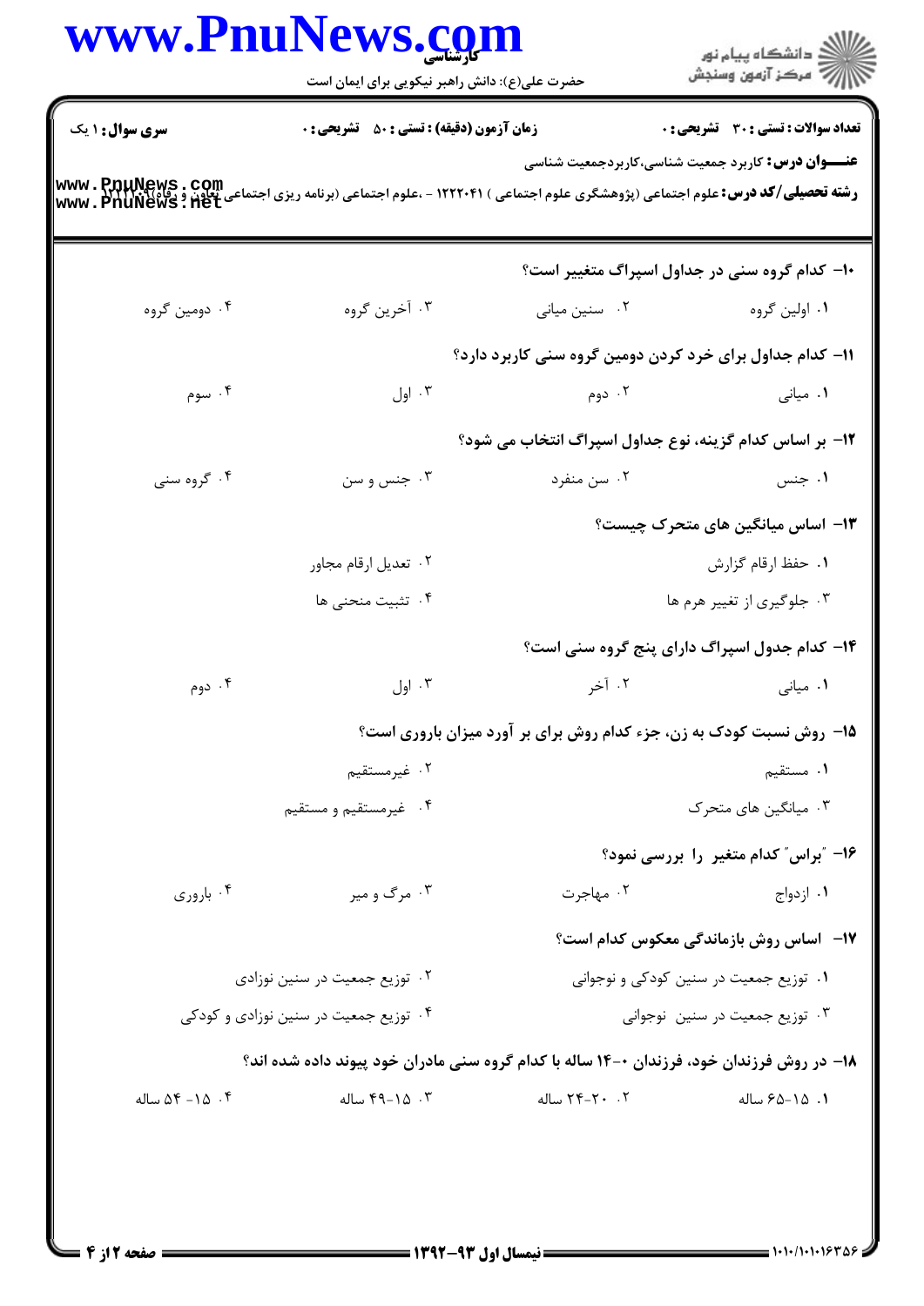**سری سوال:** ۱ یک

**زمان آزمون (دقیقه) : تستی : ۵۰ تشریحی : ۰**

**تعداد سوالات : تستی : ۳۰ تشریحی : ۰**

**عنـــوان درس:** کاربرد جمعیت شناسی،کاربردجمعیت شناسی

**رشته تحصیلی/کد درس:** علوم اجتماعی (پژوهشگری علوم اجتماعی ) ۱۲۲۲۰۴۱ - ،علوم اجتماعی (برنامه ریزی اجتماعی تعاون و رفاه)۱۲۲۲۰۹۶

۱۰- کدام گروه سنی در جداول اسپراگ متغییر است؟

۱. اولین گروه
۲. سنین میانی
۳. آخرین گروه
۴. دومین گروه

۱۱- کدام جداول برای خرد کردن دومین گروه سنی کاربرد دارد؟

۱. میانی
۲. دوم
۳. اول
۴. سوم

۱۲- بر اساس کدام گزینه، نوع جداول اسپراگ انتخاب می شود؟

۱. جنس
۲. سن منفرد
۳. جنس و سن
۴. گروه سنی

۱۳- اساس میانگین های متحرک چیست؟

۱. حفظ ارقام گزارش
۲. تعدیل ارقام مجاور
۳. جلوگیری از تغییر هرم ها
۴. تثبیت منحنی ها

۱۴- کدام جدول اسپراگ دارای پنج گروه سنی است؟

۱. میانی
۲. آخر
۳. اول
۴. دوم

۱۵- روش نسبت کودک به زن، جزء کدام روش برای بر آورد میزان باروری است؟

۱. مستقیم
۲. غیرمستقیم
۳. میانگین های متحرک
۴. غیرمستقیم و مستقیم

۱۶- "براس" کدام متغیر را بررسی نمود؟

۱. ازدواج
۲. مهاجرت
۳. مرگ و میر
۴. باروری

۱۷- اساس روش بازماندگی معکوس کدام است؟

۱. توزیع جمعیت در سنین کودکی و نوجوانی
۲. توزیع جمعیت در سنین نوزادی
۳. توزیع جمعیت در سنین نوجوانی
۴. توزیع جمعیت در سنین نوزادی و کودکی

۱۸- در روش فرزندان خود، فرزندان ۰-۱۴ ساله با کدام گروه سنی مادران خود پیوند داده شده اند؟

۱. ۱۵-۶۵ ساله
۲. ۲۰-۲۴ ساله
۳. ۱۵-۴۹ ساله
۴. ۱۵-۵۴ ساله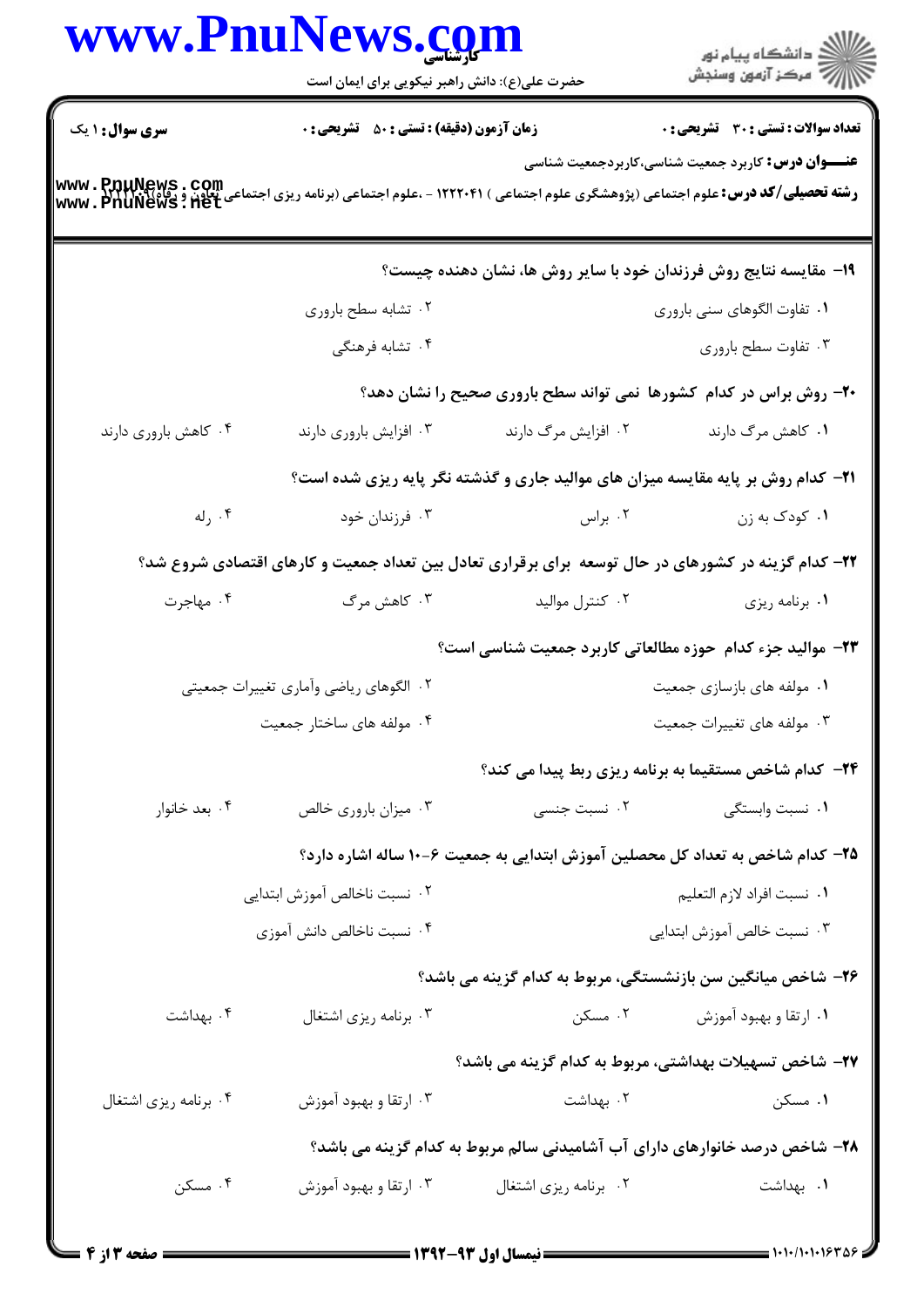**سری سوال:** ۱ یک | **زمان آزمون (دقیقه) : تستی :** ۵۰ **تشریحی :** ۰ | **تعداد سوالات : تستی :** ۳۰ **تشریحی :** ۰

**عنـــوان درس:** کاربرد جمعیت شناسی،کاربردجمعیت شناسی

**رشته تحصیلی/کد درس:** علوم اجتماعی (پژوهشگری علوم اجتماعی ) ۱۲۲۲۰۴۱ - ،علوم اجتماعی (برنامه ریزی اجتماعی تعاون و رفاه)۱۲۲۲۰۹۹

۱۹- مقایسه نتایج روش فرزندان خود با سایر روش ها، نشان دهنده چیست؟

۱. تفاوت الگوهای سنی باروری
۲. تشابه سطح باروری
۳. تفاوت سطح باروری
۴. تشابه فرهنگی

۲۰- روش براس در کدام کشورها نمی تواند سطح باروری صحیح را نشان دهد؟

۱. کاهش مرگ دارند
۲. افزایش مرگ دارند
۳. افزایش باروری دارند
۴. کاهش باروری دارند

۲۱- کدام روش بر پایه مقایسه میزان های موالید جاری و گذشته نگر پایه ریزی شده است؟

۱. کودک به زن
۲. براس
۳. فرزندان خود
۴. رله

۲۲- کدام گزینه در کشورهای در حال توسعه برای برقراری تعادل بین تعداد جمعیت و کارهای اقتصادی شروع شد؟

۱. برنامه ریزی
۲. کنترل موالید
۳. کاهش مرگ
۴. مهاجرت

۲۳- موالید جزء کدام حوزه مطالعاتی کاربرد جمعیت شناسی است؟

۱. مولفه های بازسازی جمعیت
۲. الگوهای ریاضی وآماری تغییرات جمعیتی
۳. مولفه های تغییرات جمعیت
۴. مولفه های ساختار جمعیت

۲۴- کدام شاخص مستقیما به برنامه ریزی ربط پیدا می کند؟

۱. نسبت وابستگی
۲. نسبت جنسی
۳. میزان باروری خالص
۴. بعد خانوار

۲۵- کدام شاخص به تعداد کل محصلین آموزش ابتدایی به جمعیت ۶-۱۰ ساله اشاره دارد؟

۱. نسبت افراد لازم التعلیم
۲. نسبت ناخالص آموزش ابتدایی
۳. نسبت خالص آموزش ابتدایی
۴. نسبت ناخالص دانش آموزی

۲۶- شاخص میانگین سن بازنشستگی، مربوط به کدام گزینه می باشد؟

۱. ارتقا و بهبود آموزش
۲. مسکن
۳. برنامه ریزی اشتغال
۴. بهداشت

۲۷- شاخص تسهیلات بهداشتی، مربوط به کدام گزینه می باشد؟

۱. مسکن
۲. بهداشت
۳. ارتقا و بهبود آموزش
۴. برنامه ریزی اشتغال

۲۸- شاخص درصد خانوارهای دارای آب آشامیدنی سالم مربوط به کدام گزینه می باشد؟

۱. بهداشت
۲. برنامه ریزی اشتغال
۳. ارتقا و بهبود آموزش
۴. مسکن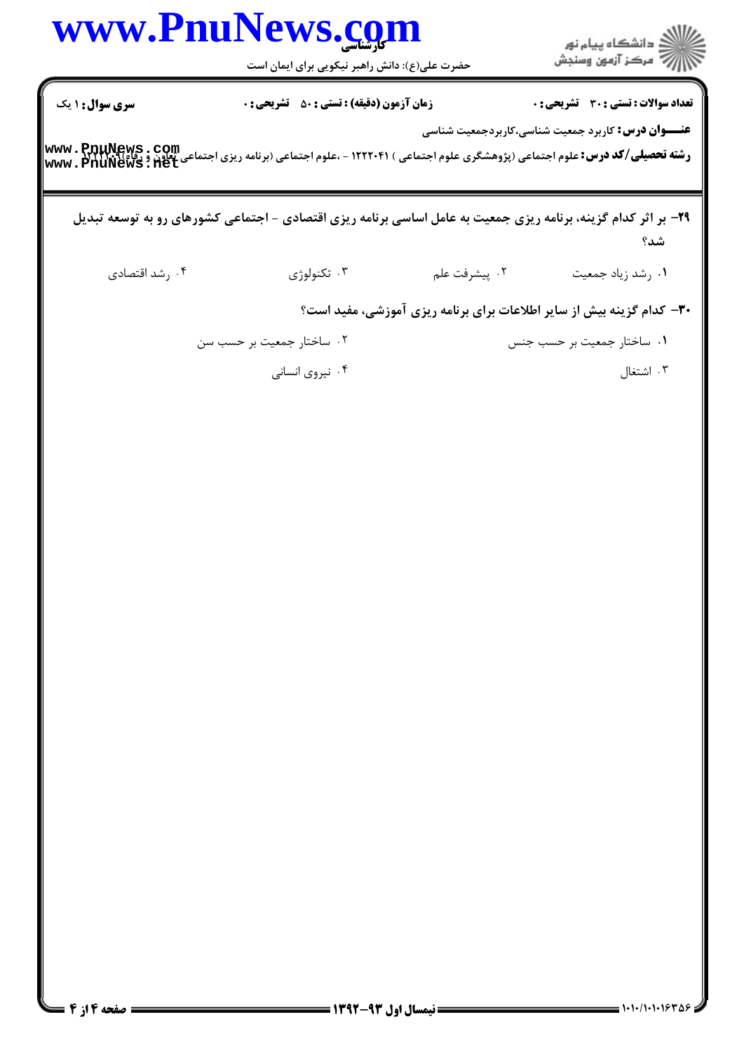۲۹- بر اثر کدام گزینه، برنامه ریزی جمعیت به عامل اساسی برنامه ریزی اقتصادی - اجتماعی کشورهای رو به توسعه تبدیل شد؟

۱. رشد زیاد جمعیت

۲. پیشرفت علم

۳. تکنولوژی

۴. رشد اقتصادی

۳۰- کدام گزینه بیش از سایر اطلاعات برای برنامه ریزی آموزشی، مفید است؟

۱. ساختار جمعیت بر حسب جنس

۲. ساختار جمعیت بر حسب سن

۳. اشتغال

۴. نیروی انسانی